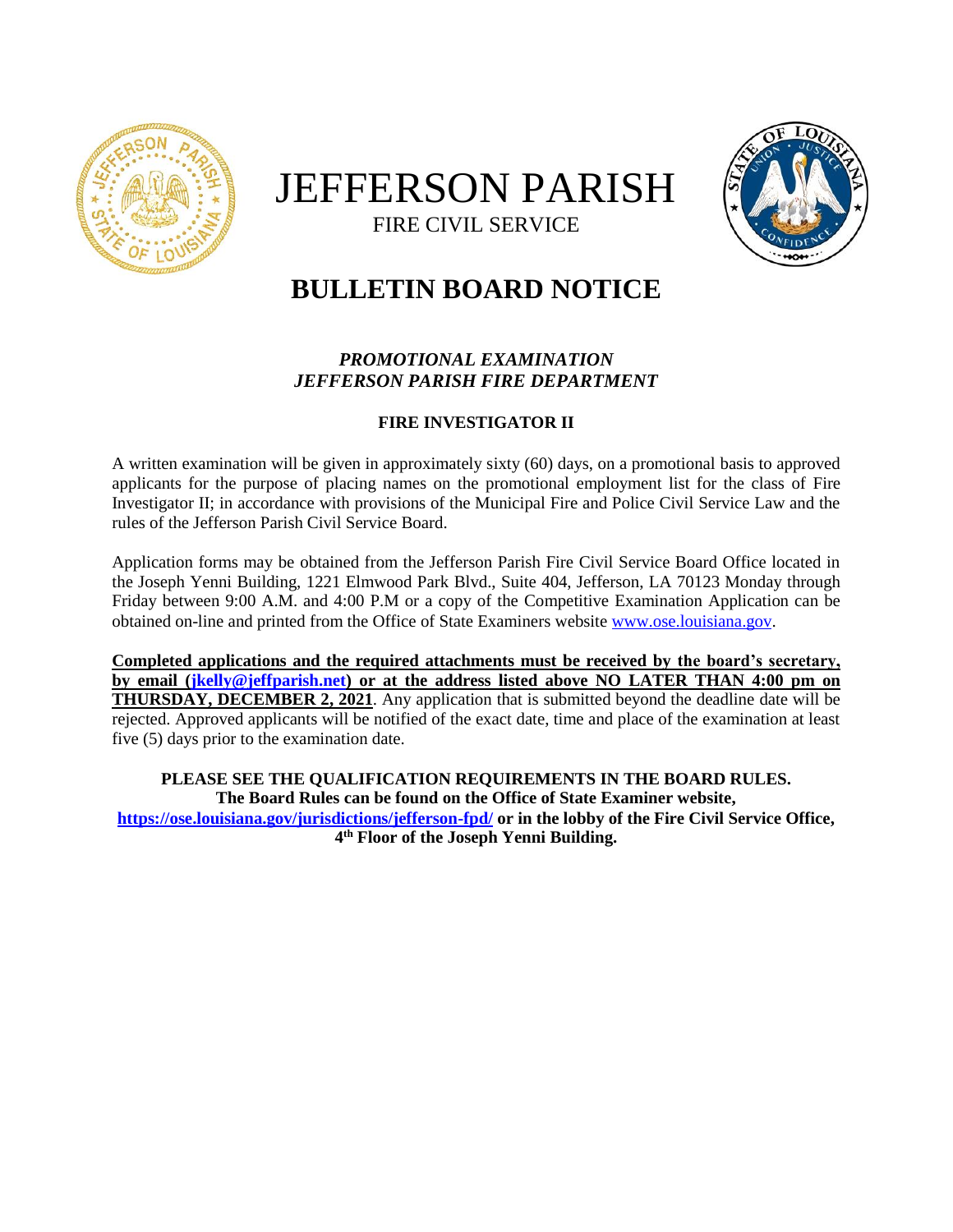# JEFFERSON PARISH

FIRE CIVIL SERVICE

## BULLETIN BOARD NOTICE

***PROMOTIONAL EXAMINATION***
***JEFFERSON PARISH FIRE DEPARTMENT***

**FIRE INVESTIGATOR II**

A written examination will be given in approximately sixty (60) days, on a promotional basis to approved applicants for the purpose of placing names on the promotional employment list for the class of Fire Investigator II; in accordance with provisions of the Municipal Fire and Police Civil Service Law and the rules of the Jefferson Parish Civil Service Board.

Application forms may be obtained from the Jefferson Parish Fire Civil Service Board Office located in the Joseph Yenni Building, 1221 Elmwood Park Blvd., Suite 404, Jefferson, LA 70123 Monday through Friday between 9:00 A.M. and 4:00 P.M or a copy of the Competitive Examination Application can be obtained on-line and printed from the Office of State Examiners website www.ose.louisiana.gov.

**Completed applications and the required attachments must be received by the board's secretary, by email (jkelly@jeffparish.net) or at the address listed above NO LATER THAN 4:00 pm on THURSDAY, DECEMBER 2, 2021**. Any application that is submitted beyond the deadline date will be rejected. Approved applicants will be notified of the exact date, time and place of the examination at least five (5) days prior to the examination date.

**PLEASE SEE THE QUALIFICATION REQUIREMENTS IN THE BOARD RULES.**
**The Board Rules can be found on the Office of State Examiner website, https://ose.louisiana.gov/jurisdictions/jefferson-fpd/ or in the lobby of the Fire Civil Service Office, 4th Floor of the Joseph Yenni Building.**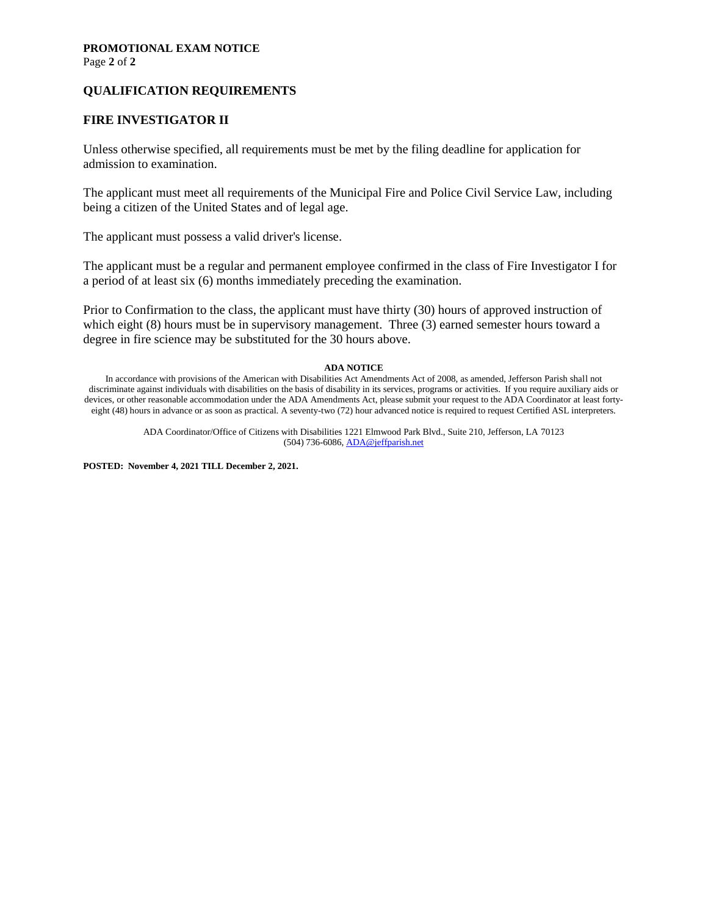## QUALIFICATION REQUIREMENTS

## FIRE INVESTIGATOR II

Unless otherwise specified, all requirements must be met by the filing deadline for application for admission to examination.

The applicant must meet all requirements of the Municipal Fire and Police Civil Service Law, including being a citizen of the United States and of legal age.

The applicant must possess a valid driver's license.

The applicant must be a regular and permanent employee confirmed in the class of Fire Investigator I for a period of at least six (6) months immediately preceding the examination.

Prior to Confirmation to the class, the applicant must have thirty (30) hours of approved instruction of which eight (8) hours must be in supervisory management. Three (3) earned semester hours toward a degree in fire science may be substituted for the 30 hours above.

**ADA NOTICE**

In accordance with provisions of the American with Disabilities Act Amendments Act of 2008, as amended, Jefferson Parish shall not discriminate against individuals with disabilities on the basis of disability in its services, programs or activities. If you require auxiliary aids or devices, or other reasonable accommodation under the ADA Amendments Act, please submit your request to the ADA Coordinator at least forty-eight (48) hours in advance or as soon as practical. A seventy-two (72) hour advanced notice is required to request Certified ASL interpreters.

ADA Coordinator/Office of Citizens with Disabilities 1221 Elmwood Park Blvd., Suite 210, Jefferson, LA 70123
(504) 736-6086, ADA@jeffparish.net

**POSTED: November 4, 2021 TILL December 2, 2021.**